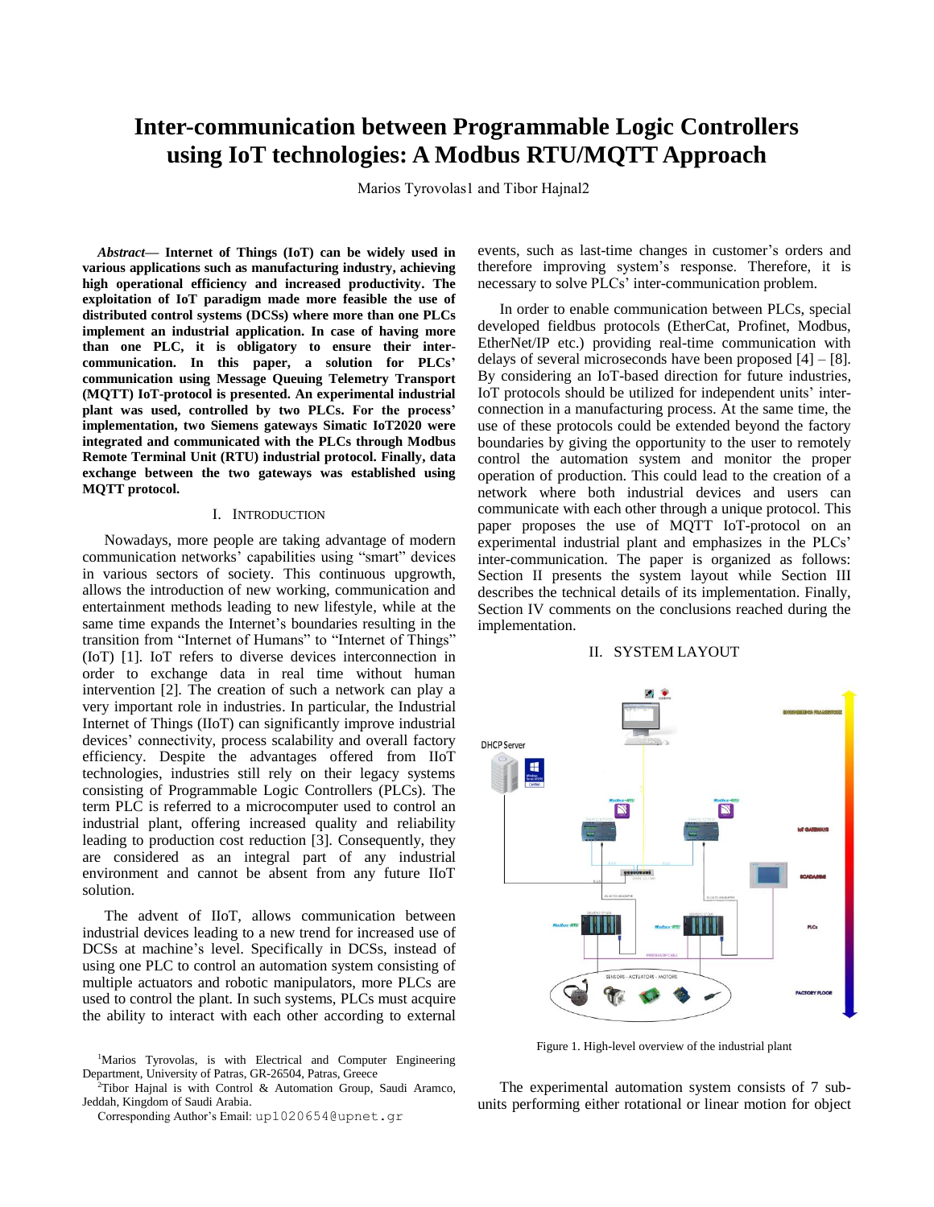# Inter-communication between Programmable Logic Controllers using IoT technologies: A Modbus RTU/MQTT Approach

Marios Tyrovolas1 and Tibor Hajnal2

***Abstract*— Internet of Things (IoT) can be widely used in various applications such as manufacturing industry, achieving high operational efficiency and increased productivity. The exploitation of IoT paradigm made more feasible the use of distributed control systems (DCSs) where more than one PLCs implement an industrial application. In case of having more than one PLC, it is obligatory to ensure their inter-communication. In this paper, a solution for PLCs' communication using Message Queuing Telemetry Transport (MQTT) IoT-protocol is presented. An experimental industrial plant was used, controlled by two PLCs. For the process' implementation, two Siemens gateways Simatic IoT2020 were integrated and communicated with the PLCs through Modbus Remote Terminal Unit (RTU) industrial protocol. Finally, data exchange between the two gateways was established using MQTT protocol.**

## I. INTRODUCTION

Nowadays, more people are taking advantage of modern communication networks' capabilities using "smart" devices in various sectors of society. This continuous upgrowth, allows the introduction of new working, communication and entertainment methods leading to new lifestyle, while at the same time expands the Internet's boundaries resulting in the transition from "Internet of Humans" to "Internet of Things" (IoT) [1]. IoT refers to diverse devices interconnection in order to exchange data in real time without human intervention [2]. The creation of such a network can play a very important role in industries. In particular, the Industrial Internet of Things (IIoT) can significantly improve industrial devices' connectivity, process scalability and overall factory efficiency. Despite the advantages offered from IIoT technologies, industries still rely on their legacy systems consisting of Programmable Logic Controllers (PLCs). The term PLC is referred to a microcomputer used to control an industrial plant, offering increased quality and reliability leading to production cost reduction [3]. Consequently, they are considered as an integral part of any industrial environment and cannot be absent from any future IIoT solution.

The advent of IIoT, allows communication between industrial devices leading to a new trend for increased use of DCSs at machine's level. Specifically in DCSs, instead of using one PLC to control an automation system consisting of multiple actuators and robotic manipulators, more PLCs are used to control the plant. In such systems, PLCs must acquire the ability to interact with each other according to external events, such as last-time changes in customer's orders and therefore improving system's response. Therefore, it is necessary to solve PLCs' inter-communication problem.

In order to enable communication between PLCs, special developed fieldbus protocols (EtherCat, Profinet, Modbus, EtherNet/IP etc.) providing real-time communication with delays of several microseconds have been proposed [4] – [8]. By considering an IoT-based direction for future industries, IoT protocols should be utilized for independent units' inter-connection in a manufacturing process. At the same time, the use of these protocols could be extended beyond the factory boundaries by giving the opportunity to the user to remotely control the automation system and monitor the proper operation of production. This could lead to the creation of a network where both industrial devices and users can communicate with each other through a unique protocol. This paper proposes the use of MQTT IoT-protocol on an experimental industrial plant and emphasizes in the PLCs' inter-communication. The paper is organized as follows: Section II presents the system layout while Section III describes the technical details of its implementation. Finally, Section IV comments on the conclusions reached during the implementation.

## II. SYSTEM LAYOUT

Figure 1. High-level overview of the industrial plant

The experimental automation system consists of 7 sub-units performing either rotational or linear motion for object

[1]Marios Tyrovolas, is with Electrical and Computer Engineering Department, University of Patras, GR-26504, Patras, Greece

[2]Tibor Hajnal is with Control & Automation Group, Saudi Aramco, Jeddah, Kingdom of Saudi Arabia.

Corresponding Author's Email: up1020654@upnet.gr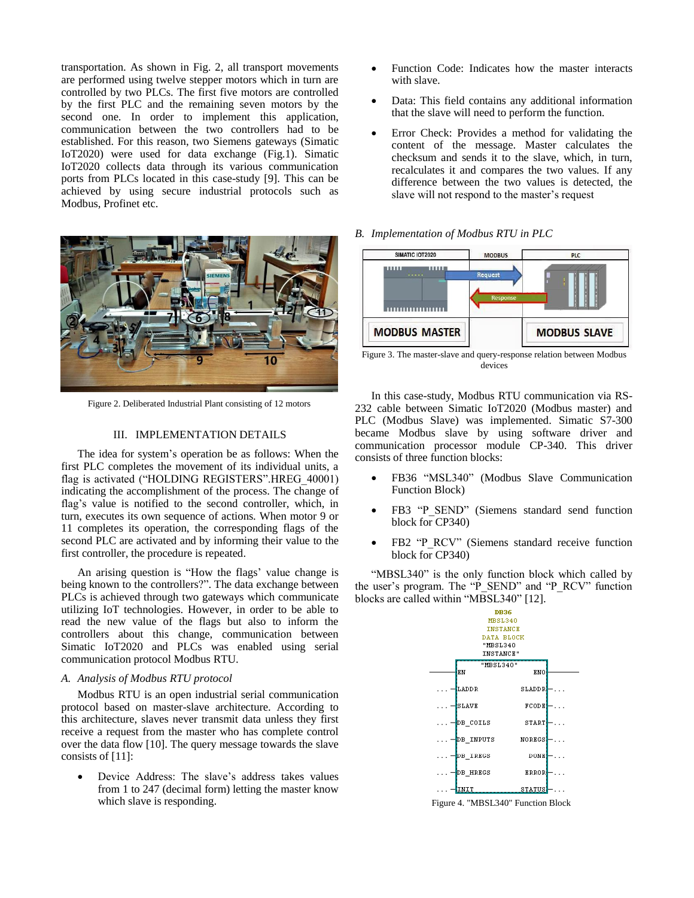transportation. As shown in Fig. 2, all transport movements are performed using twelve stepper motors which in turn are controlled by two PLCs. The first five motors are controlled by the first PLC and the remaining seven motors by the second one. In order to implement this application, communication between the two controllers had to be established. For this reason, two Siemens gateways (Simatic IoT2020) were used for data exchange (Fig.1). Simatic IoT2020 collects data through its various communication ports from PLCs located in this case-study [9]. This can be achieved by using secure industrial protocols such as Modbus, Profinet etc.

Figure 2. Deliberated Industrial Plant consisting of 12 motors

## III. IMPLEMENTATION DETAILS

The idea for system's operation be as follows: When the first PLC completes the movement of its individual units, a flag is activated ("HOLDING REGISTERS".HREG_40001) indicating the accomplishment of the process. The change of flag's value is notified to the second controller, which, in turn, executes its own sequence of actions. When motor 9 or 11 completes its operation, the corresponding flags of the second PLC are activated and by informing their value to the first controller, the procedure is repeated.

An arising question is "How the flags' value change is being known to the controllers?". The data exchange between PLCs is achieved through two gateways which communicate utilizing IoT technologies. However, in order to be able to read the new value of the flags but also to inform the controllers about this change, communication between Simatic IoT2020 and PLCs was enabled using serial communication protocol Modbus RTU.

### *A. Analysis of Modbus RTU protocol*

Modbus RTU is an open industrial serial communication protocol based on master-slave architecture. According to this architecture, slaves never transmit data unless they first receive a request from the master who has complete control over the data flow [10]. The query message towards the slave consists of [11]:

- Device Address: The slave's address takes values from 1 to 247 (decimal form) letting the master know which slave is responding.
- Function Code: Indicates how the master interacts with slave.
- Data: This field contains any additional information that the slave will need to perform the function.
- Error Check: Provides a method for validating the content of the message. Master calculates the checksum and sends it to the slave, which, in turn, recalculates it and compares the two values. If any difference between the two values is detected, the slave will not respond to the master's request

### *B. Implementation of Modbus RTU in PLC*

Figure 3. The master-slave and query-response relation between Modbus devices

In this case-study, Modbus RTU communication via RS-232 cable between Simatic IoT2020 (Modbus master) and PLC (Modbus Slave) was implemented. Simatic S7-300 became Modbus slave by using software driver and communication processor module CP-340. This driver consists of three function blocks:

- FB36 "MSL340" (Modbus Slave Communication Function Block)
- FB3 "P_SEND" (Siemens standard send function block for CP340)
- FB2 "P_RCV" (Siemens standard receive function block for CP340)

"MBSL340" is the only function block which called by the user's program. The "P_SEND" and "P_RCV" function blocks are called within "MBSL340" [12].

Figure 4. "MBSL340" Function Block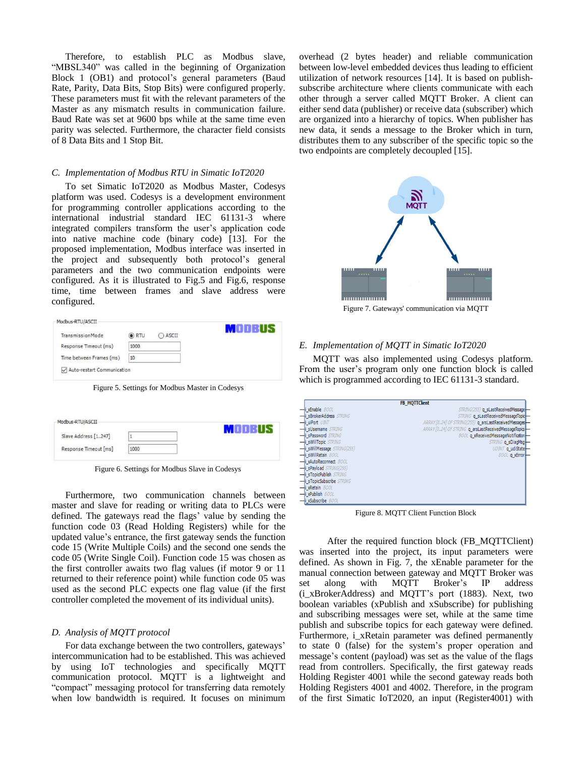Therefore, to establish PLC as Modbus slave, “MBSL340” was called in the beginning of Organization Block 1 (OB1) and protocol’s general parameters (Baud Rate, Parity, Data Bits, Stop Bits) were configured properly. These parameters must fit with the relevant parameters of the Master as any mismatch results in communication failure. Baud Rate was set at 9600 bps while at the same time even parity was selected. Furthermore, the character field consists of 8 Data Bits and 1 Stop Bit.

### *C. Implementation of Modbus RTU in Simatic IoT2020*

To set Simatic IoT2020 as Modbus Master, Codesys platform was used. Codesys is a development environment for programming controller applications according to the international industrial standard IEC 61131-3 where integrated compilers transform the user’s application code into native machine code (binary code) [13]. For the proposed implementation, Modbus interface was inserted in the project and subsequently both protocol’s general parameters and the two communication endpoints were configured. As it is illustrated to Fig.5 and Fig.6, response time, time between frames and slave address were configured.

Figure 5. Settings for Modbus Master in Codesys

Figure 6. Settings for Modbus Slave in Codesys

Furthermore, two communication channels between master and slave for reading or writing data to PLCs were defined. The gateways read the flags’ value by sending the function code 03 (Read Holding Registers) while for the updated value’s entrance, the first gateway sends the function code 15 (Write Multiple Coils) and the second one sends the code 05 (Write Single Coil). Function code 15 was chosen as the first controller awaits two flag values (if motor 9 or 11 returned to their reference point) while function code 05 was used as the second PLC expects one flag value (if the first controller completed the movement of its individual units).

### *D. Analysis of MQTT protocol*

For data exchange between the two controllers, gateways’ intercommunication had to be established. This was achieved by using IoT technologies and specifically MQTT communication protocol. MQTT is a lightweight and “compact” messaging protocol for transferring data remotely when low bandwidth is required. It focuses on minimum overhead (2 bytes header) and reliable communication between low-level embedded devices thus leading to efficient utilization of network resources [14]. It is based on publish-subscribe architecture where clients communicate with each other through a server called MQTT Broker. A client can either send data (publisher) or receive data (subscriber) which are organized into a hierarchy of topics. When publisher has new data, it sends a message to the Broker which in turn, distributes them to any subscriber of the specific topic so the two endpoints are completely decoupled [15].

Figure 7. Gateways' communication via MQTT

### *E. Implementation of MQTT in Simatic IoT2020*

MQTT was also implemented using Codesys platform. From the user’s program only one function block is called which is programmed according to IEC 61131-3 standard.

Figure 8. MQTT Client Function Block

After the required function block (FB_MQTTClient) was inserted into the project, its input parameters were defined. As shown in Fig. 7, the xEnable parameter for the manual connection between gateway and MQTT Broker was set along with MQTT Broker’s IP address (i_xBrokerAddress) and MQTT’s port (1883). Next, two boolean variables (xPublish and xSubscribe) for publishing and subscribing messages were set, while at the same time publish and subscribe topics for each gateway were defined. Furthermore, i_xRetain parameter was defined permanently to state 0 (false) for the system’s proper operation and message’s content (payload) was set as the value of the flags read from controllers. Specifically, the first gateway reads Holding Register 4001 while the second gateway reads both Holding Registers 4001 and 4002. Therefore, in the program of the first Simatic IoT2020, an input (Register4001) with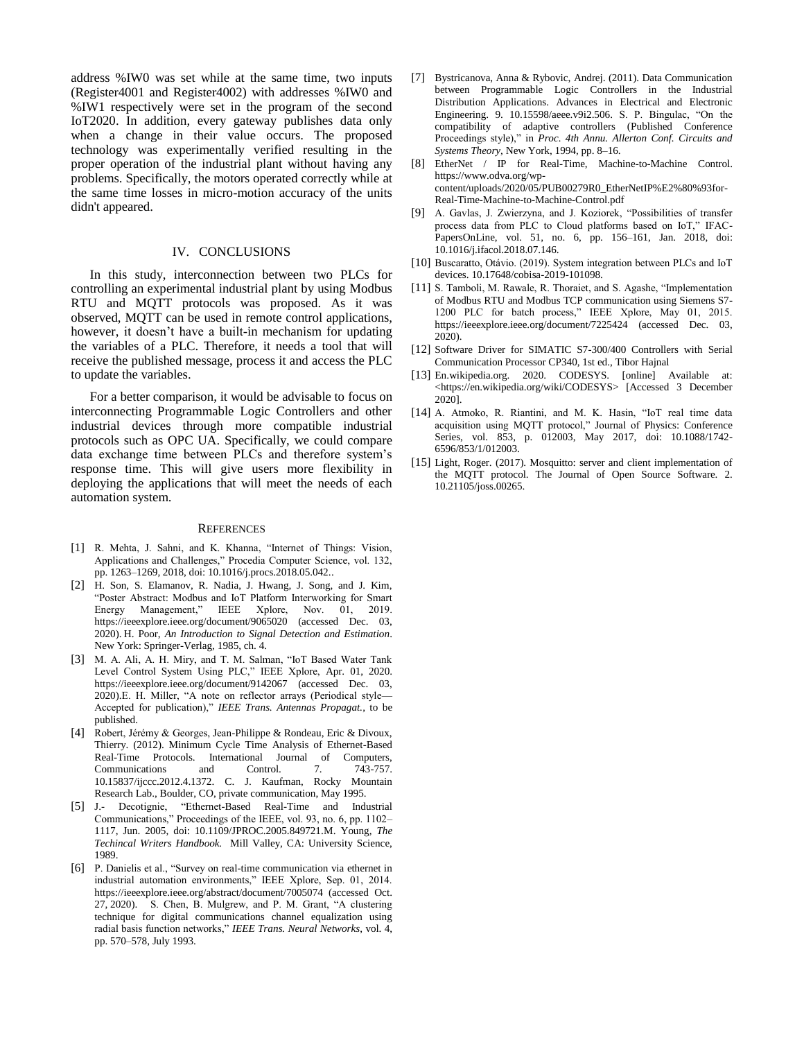address %IW0 was set while at the same time, two inputs (Register4001 and Register4002) with addresses %IW0 and %IW1 respectively were set in the program of the second IoT2020. In addition, every gateway publishes data only when a change in their value occurs. The proposed technology was experimentally verified resulting in the proper operation of the industrial plant without having any problems. Specifically, the motors operated correctly while at the same time losses in micro-motion accuracy of the units didn't appeared.

## IV. CONCLUSIONS

In this study, interconnection between two PLCs for controlling an experimental industrial plant by using Modbus RTU and MQTT protocols was proposed. As it was observed, MQTT can be used in remote control applications, however, it doesn't have a built-in mechanism for updating the variables of a PLC. Therefore, it needs a tool that will receive the published message, process it and access the PLC to update the variables.

For a better comparison, it would be advisable to focus on interconnecting Programmable Logic Controllers and other industrial devices through more compatible industrial protocols such as OPC UA. Specifically, we could compare data exchange time between PLCs and therefore system's response time. This will give users more flexibility in deploying the applications that will meet the needs of each automation system.

## REFERENCES

[1] R. Mehta, J. Sahni, and K. Khanna, "Internet of Things: Vision, Applications and Challenges," Procedia Computer Science, vol. 132, pp. 1263–1269, 2018, doi: 10.1016/j.procs.2018.05.042..

[2] H. Son, S. Elamanov, R. Nadia, J. Hwang, J. Song, and J. Kim, "Poster Abstract: Modbus and IoT Platform Interworking for Smart Energy Management," IEEE Xplore, Nov. 01, 2019. https://ieeexplore.ieee.org/document/9065020 (accessed Dec. 03, 2020). H. Poor, *An Introduction to Signal Detection and Estimation*. New York: Springer-Verlag, 1985, ch. 4.

[3] M. A. Ali, A. H. Miry, and T. M. Salman, "IoT Based Water Tank Level Control System Using PLC," IEEE Xplore, Apr. 01, 2020. https://ieeexplore.ieee.org/document/9142067 (accessed Dec. 03, 2020).E. H. Miller, "A note on reflector arrays (Periodical style—Accepted for publication)," *IEEE Trans. Antennas Propagat.*, to be published.

[4] Robert, Jérémy & Georges, Jean-Philippe & Rondeau, Eric & Divoux, Thierry. (2012). Minimum Cycle Time Analysis of Ethernet-Based Real-Time Protocols. International Journal of Computers, Communications and Control. 7. 743-757. 10.15837/ijccc.2012.4.1372. C. J. Kaufman, Rocky Mountain Research Lab., Boulder, CO, private communication, May 1995.

[5] J.- Decotignie, "Ethernet-Based Real-Time and Industrial Communications," Proceedings of the IEEE, vol. 93, no. 6, pp. 1102–1117, Jun. 2005, doi: 10.1109/JPROC.2005.849721.M. Young, *The Techincal Writers Handbook.* Mill Valley, CA: University Science, 1989.

[6] P. Danielis et al., "Survey on real-time communication via ethernet in industrial automation environments," IEEE Xplore, Sep. 01, 2014. https://ieeexplore.ieee.org/abstract/document/7005074 (accessed Oct. 27, 2020). S. Chen, B. Mulgrew, and P. M. Grant, "A clustering technique for digital communications channel equalization using radial basis function networks," *IEEE Trans. Neural Networks*, vol. 4, pp. 570–578, July 1993.

[7] Bystricanova, Anna & Rybovic, Andrej. (2011). Data Communication between Programmable Logic Controllers in the Industrial Distribution Applications. Advances in Electrical and Electronic Engineering. 9. 10.15598/aeee.v9i2.506. S. P. Bingulac, "On the compatibility of adaptive controllers (Published Conference Proceedings style)," in *Proc. 4th Annu. Allerton Conf. Circuits and Systems Theory*, New York, 1994, pp. 8–16.

[8] EtherNet / IP for Real-Time, Machine-to-Machine Control. https://www.odva.org/wp-content/uploads/2020/05/PUB00279R0_EtherNetIP%E2%80%93for-Real-Time-Machine-to-Machine-Control.pdf

[9] A. Gavlas, J. Zwierzyna, and J. Koziorek, "Possibilities of transfer process data from PLC to Cloud platforms based on IoT," IFAC-PapersOnLine, vol. 51, no. 6, pp. 156–161, Jan. 2018, doi: 10.1016/j.ifacol.2018.07.146.

[10] Buscaratto, Otávio. (2019). System integration between PLCs and IoT devices. 10.17648/cobisa-2019-101098.

[11] S. Tamboli, M. Rawale, R. Thoraiet, and S. Agashe, "Implementation of Modbus RTU and Modbus TCP communication using Siemens S7-1200 PLC for batch process," IEEE Xplore, May 01, 2015. https://ieeexplore.ieee.org/document/7225424 (accessed Dec. 03, 2020).

[12] Software Driver for SIMATIC S7-300/400 Controllers with Serial Communication Processor CP340, 1st ed., Tibor Hajnal

[13] En.wikipedia.org. 2020. CODESYS. [online] Available at: <https://en.wikipedia.org/wiki/CODESYS> [Accessed 3 December 2020].

[14] A. Atmoko, R. Riantini, and M. K. Hasin, "IoT real time data acquisition using MQTT protocol," Journal of Physics: Conference Series, vol. 853, p. 012003, May 2017, doi: 10.1088/1742-6596/853/1/012003.

[15] Light, Roger. (2017). Mosquitto: server and client implementation of the MQTT protocol. The Journal of Open Source Software. 2. 10.21105/joss.00265.